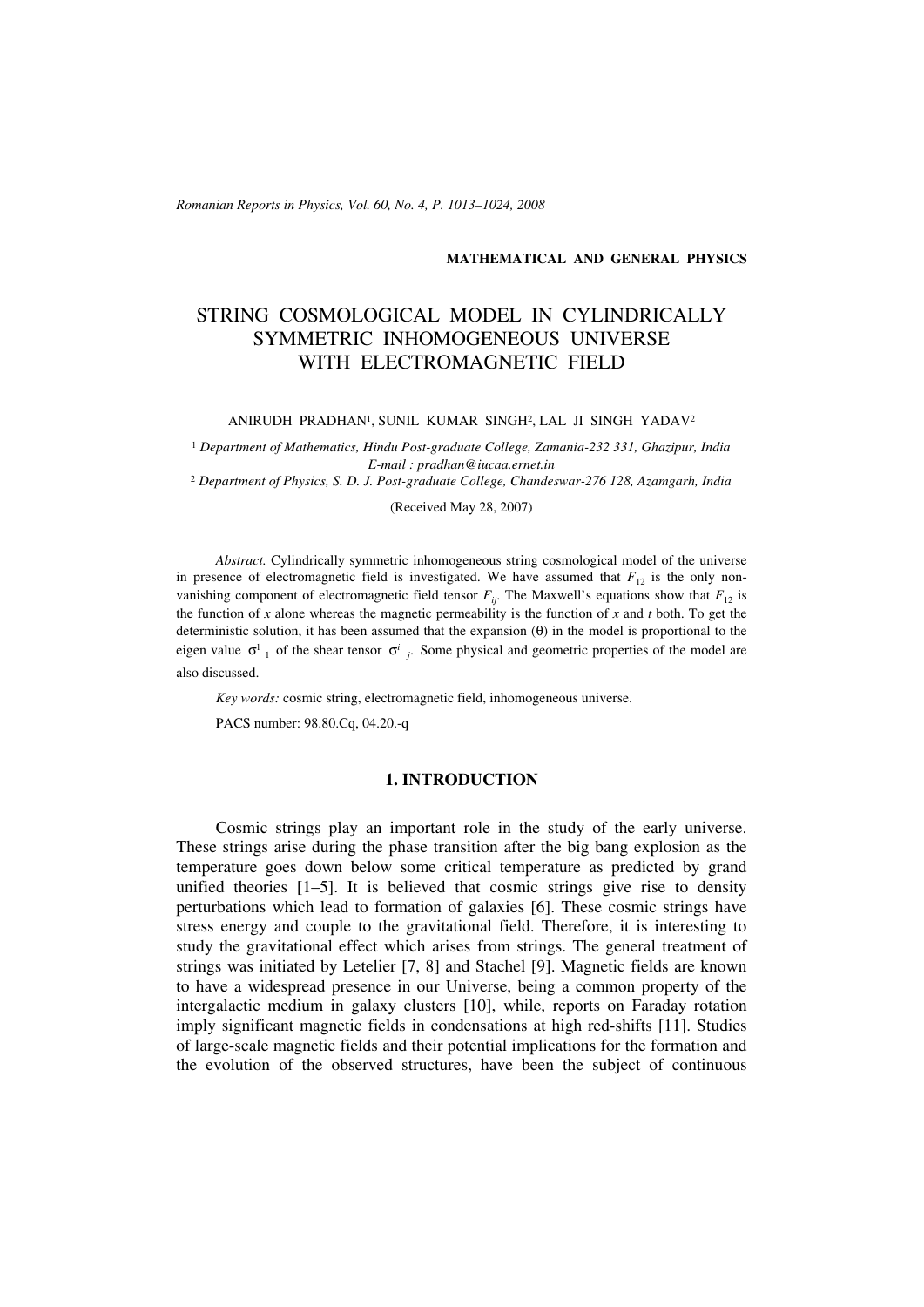**MATHEMATICAL AND GENERAL PHYSICS**

# STRING COSMOLOGICAL MODEL IN CYLINDRICALLY SYMMETRIC INHOMOGENEOUS UNIVERSE WITH ELECTROMAGNETIC FIELD

ANIRUDH PRADHAN[1], SUNIL KUMAR SINGH[2], LAL JI SINGH YADAV[2]

[1] *Department of Mathematics, Hindu Post-graduate College, Zamania-232 331, Ghazipur, India*
*E-mail : pradhan@iucaa.ernet.in*
[2] *Department of Physics, S. D. J. Post-graduate College, Chandeswar-276 128, Azamgarh, India*

(Received May 28, 2007)

*Abstract.* Cylindrically symmetric inhomogeneous string cosmological model of the universe in presence of electromagnetic field is investigated. We have assumed that $F_{12}$ is the only non-vanishing component of electromagnetic field tensor $F_{ij}$. The Maxwell's equations show that $F_{12}$ is the function of *x* alone whereas the magnetic permeability is the function of *x* and *t* both. To get the deterministic solution, it has been assumed that the expansion ($\theta$) in the model is proportional to the eigen value $\sigma^1{}_1$ of the shear tensor $\sigma^i{}_j$. Some physical and geometric properties of the model are also discussed.

*Key words:* cosmic string, electromagnetic field, inhomogeneous universe.

PACS number: 98.80.Cq, 04.20.-q

## 1. INTRODUCTION

Cosmic strings play an important role in the study of the early universe. These strings arise during the phase transition after the big bang explosion as the temperature goes down below some critical temperature as predicted by grand unified theories [1–5]. It is believed that cosmic strings give rise to density perturbations which lead to formation of galaxies [6]. These cosmic strings have stress energy and couple to the gravitational field. Therefore, it is interesting to study the gravitational effect which arises from strings. The general treatment of strings was initiated by Letelier [7, 8] and Stachel [9]. Magnetic fields are known to have a widespread presence in our Universe, being a common property of the intergalactic medium in galaxy clusters [10], while, reports on Faraday rotation imply significant magnetic fields in condensations at high red-shifts [11]. Studies of large-scale magnetic fields and their potential implications for the formation and the evolution of the observed structures, have been the subject of continuous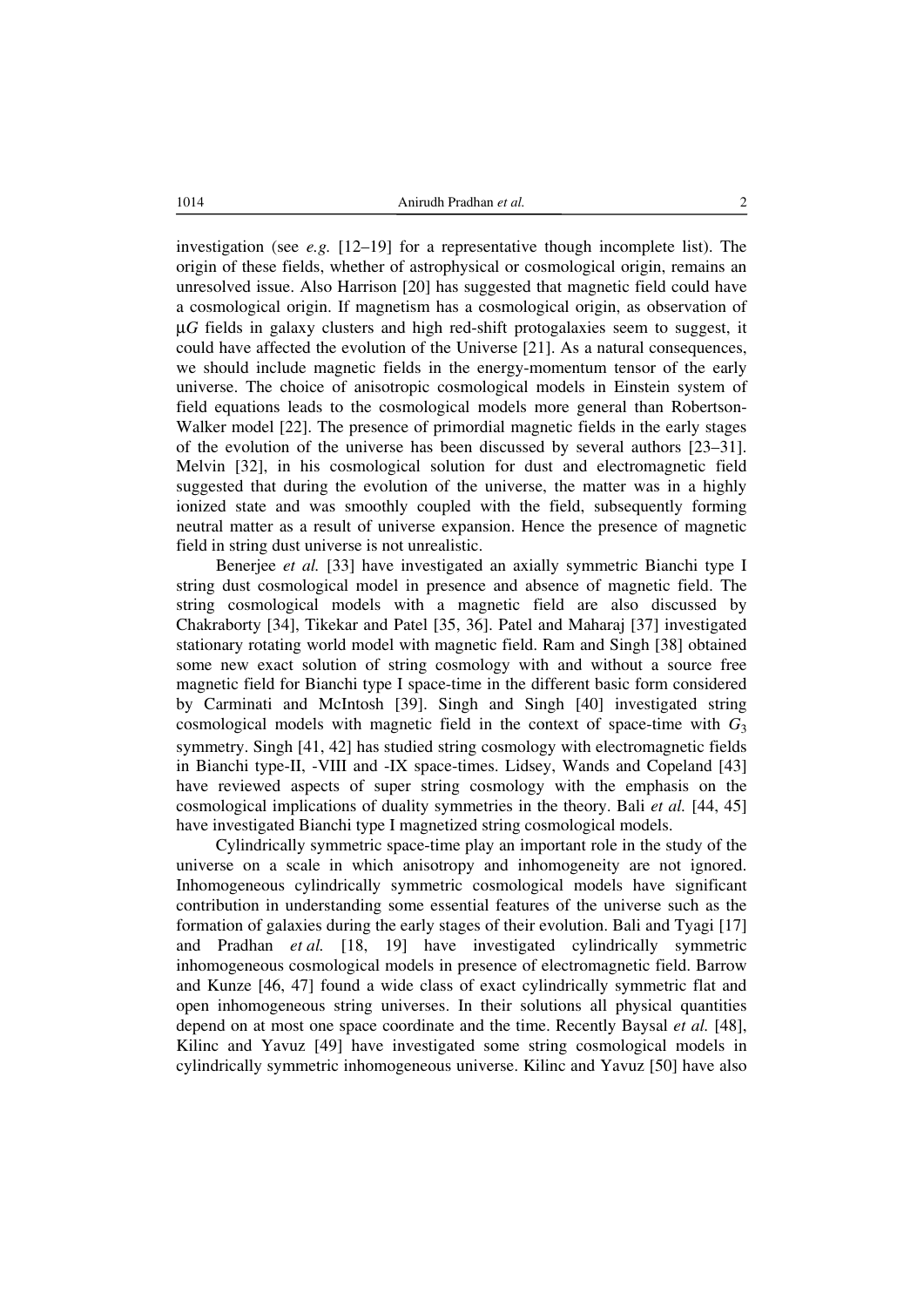investigation (see *e.g.* [12–19] for a representative though incomplete list). The origin of these fields, whether of astrophysical or cosmological origin, remains an unresolved issue. Also Harrison [20] has suggested that magnetic field could have a cosmological origin. If magnetism has a cosmological origin, as observation of $\mu G$ fields in galaxy clusters and high red-shift protogalaxies seem to suggest, it could have affected the evolution of the Universe [21]. As a natural consequences, we should include magnetic fields in the energy-momentum tensor of the early universe. The choice of anisotropic cosmological models in Einstein system of field equations leads to the cosmological models more general than Robertson-Walker model [22]. The presence of primordial magnetic fields in the early stages of the evolution of the universe has been discussed by several authors [23–31]. Melvin [32], in his cosmological solution for dust and electromagnetic field suggested that during the evolution of the universe, the matter was in a highly ionized state and was smoothly coupled with the field, subsequently forming neutral matter as a result of universe expansion. Hence the presence of magnetic field in string dust universe is not unrealistic.

Benerjee *et al.* [33] have investigated an axially symmetric Bianchi type I string dust cosmological model in presence and absence of magnetic field. The string cosmological models with a magnetic field are also discussed by Chakraborty [34], Tikekar and Patel [35, 36]. Patel and Maharaj [37] investigated stationary rotating world model with magnetic field. Ram and Singh [38] obtained some new exact solution of string cosmology with and without a source free magnetic field for Bianchi type I space-time in the different basic form considered by Carminati and McIntosh [39]. Singh and Singh [40] investigated string cosmological models with magnetic field in the context of space-time with $G_3$ symmetry. Singh [41, 42] has studied string cosmology with electromagnetic fields in Bianchi type-II, -VIII and -IX space-times. Lidsey, Wands and Copeland [43] have reviewed aspects of super string cosmology with the emphasis on the cosmological implications of duality symmetries in the theory. Bali *et al.* [44, 45] have investigated Bianchi type I magnetized string cosmological models.

Cylindrically symmetric space-time play an important role in the study of the universe on a scale in which anisotropy and inhomogeneity are not ignored. Inhomogeneous cylindrically symmetric cosmological models have significant contribution in understanding some essential features of the universe such as the formation of galaxies during the early stages of their evolution. Bali and Tyagi [17] and Pradhan *et al.* [18, 19] have investigated cylindrically symmetric inhomogeneous cosmological models in presence of electromagnetic field. Barrow and Kunze [46, 47] found a wide class of exact cylindrically symmetric flat and open inhomogeneous string universes. In their solutions all physical quantities depend on at most one space coordinate and the time. Recently Baysal *et al.* [48], Kilinc and Yavuz [49] have investigated some string cosmological models in cylindrically symmetric inhomogeneous universe. Kilinc and Yavuz [50] have also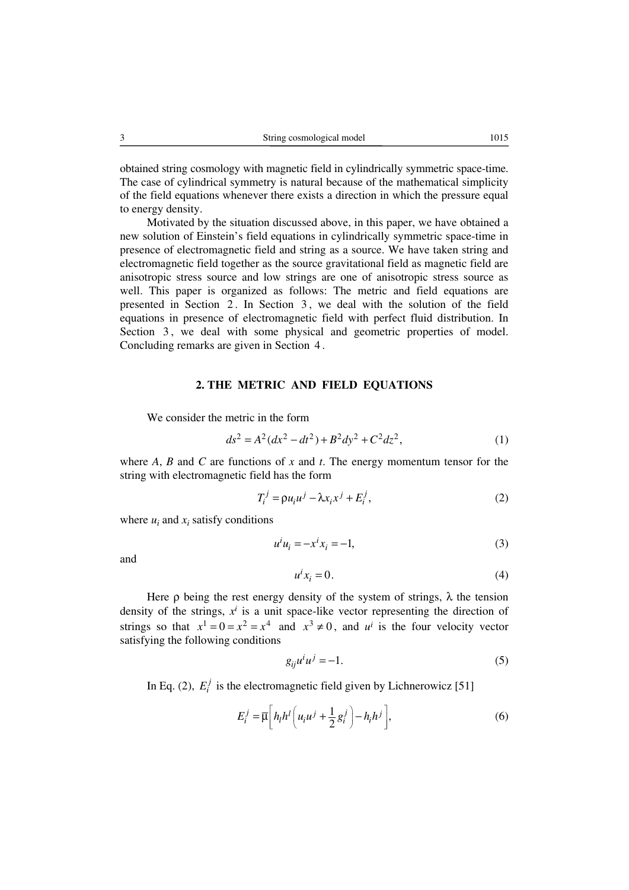obtained string cosmology with magnetic field in cylindrically symmetric space-time. The case of cylindrical symmetry is natural because of the mathematical simplicity of the field equations whenever there exists a direction in which the pressure equal to energy density.

Motivated by the situation discussed above, in this paper, we have obtained a new solution of Einstein's field equations in cylindrically symmetric space-time in presence of electromagnetic field and string as a source. We have taken string and electromagnetic field together as the source gravitational field as magnetic field are anisotropic stress source and low strings are one of anisotropic stress source as well. This paper is organized as follows: The metric and field equations are presented in Section 2. In Section 3, we deal with the solution of the field equations in presence of electromagnetic field with perfect fluid distribution. In Section 3, we deal with some physical and geometric properties of model. Concluding remarks are given in Section 4.

## 2. THE METRIC AND FIELD EQUATIONS

We consider the metric in the form

$$ds^2 = A^2(dx^2 - dt^2) + B^2 dy^2 + C^2 dz^2, \tag{1}$$

where $A$, $B$ and $C$ are functions of $x$ and $t$. The energy momentum tensor for the string with electromagnetic field has the form

$$T_i^j = \rho u_i u^j - \lambda x_i x^j + E_i^j, \tag{2}$$

where $u_i$ and $x_i$ satisfy conditions

$$u^i u_i = -x^i x_i = -1, \tag{3}$$

and

$$u^i x_i = 0. \tag{4}$$

Here $\rho$ being the rest energy density of the system of strings, $\lambda$ the tension density of the strings, $x^i$ is a unit space-like vector representing the direction of strings so that $x^1 = 0 = x^2 = x^4$ and $x^3 \neq 0$, and $u^i$ is the four velocity vector satisfying the following conditions

$$g_{ij} u^i u^j = -1. \tag{5}$$

In Eq. (2), $E_i^j$ is the electromagnetic field given by Lichnerowicz [51]

$$E_i^j = \bar{\mu}\left[ h_l h^l \left( u_i u^j + \frac{1}{2} g_i^j \right) - h_i h^j \right], \tag{6}$$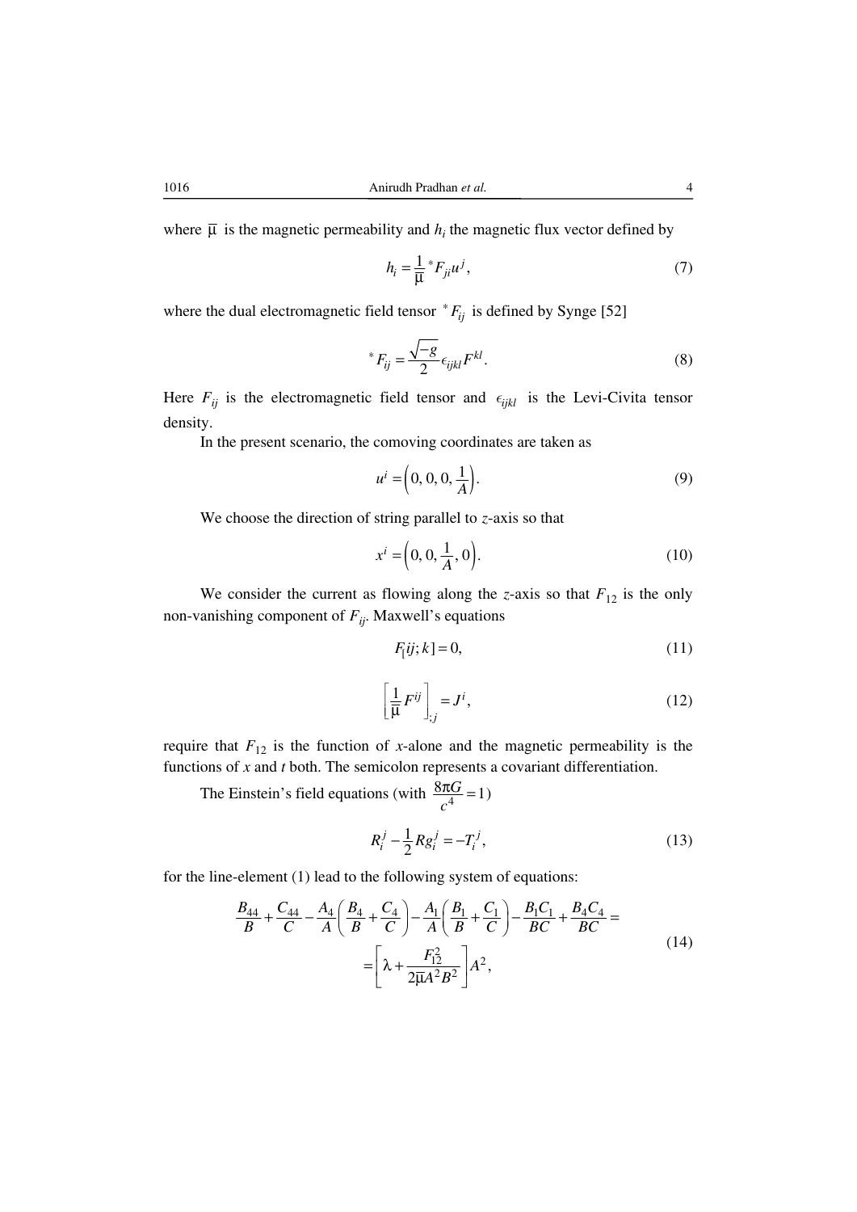where $\bar{\mu}$ is the magnetic permeability and $h_i$ the magnetic flux vector defined by

$$h_i = \frac{1}{\bar{\mu}} {}^*F_{ji} u^j, \tag{7}$$

where the dual electromagnetic field tensor ${}^*F_{ij}$ is defined by Synge [52]

$${}^*F_{ij} = \frac{\sqrt{-g}}{2} \epsilon_{ijkl} F^{kl}. \tag{8}$$

Here $F_{ij}$ is the electromagnetic field tensor and $\epsilon_{ijkl}$ is the Levi-Civita tensor density.

In the present scenario, the comoving coordinates are taken as

$$u^i = \left(0, 0, 0, \frac{1}{A}\right). \tag{9}$$

We choose the direction of string parallel to $z$-axis so that

$$x^i = \left(0, 0, \frac{1}{A}, 0\right). \tag{10}$$

We consider the current as flowing along the $z$-axis so that $F_{12}$ is the only non-vanishing component of $F_{ij}$. Maxwell's equations

$$F_{[ij;k]} = 0, \tag{11}$$

$$\left[\frac{1}{\bar{\mu}} F^{ij}\right]_{;j} = J^i, \tag{12}$$

require that $F_{12}$ is the function of $x$-alone and the magnetic permeability is the functions of $x$ and $t$ both. The semicolon represents a covariant differentiation.

The Einstein's field equations (with $\frac{8\pi G}{c^4} = 1$)

$$R_i^j - \frac{1}{2} R g_i^j = -T_i^j, \tag{13}$$

for the line-element (1) lead to the following system of equations:

$$\frac{B_{44}}{B} + \frac{C_{44}}{C} - \frac{A_4}{A}\left(\frac{B_4}{B} + \frac{C_4}{C}\right) - \frac{A_1}{A}\left(\frac{B_1}{B} + \frac{C_1}{C}\right) - \frac{B_1 C_1}{BC} + \frac{B_4 C_4}{BC} = \left[\lambda + \frac{F_{12}^2}{2\bar{\mu} A^2 B^2}\right] A^2, \tag{14}$$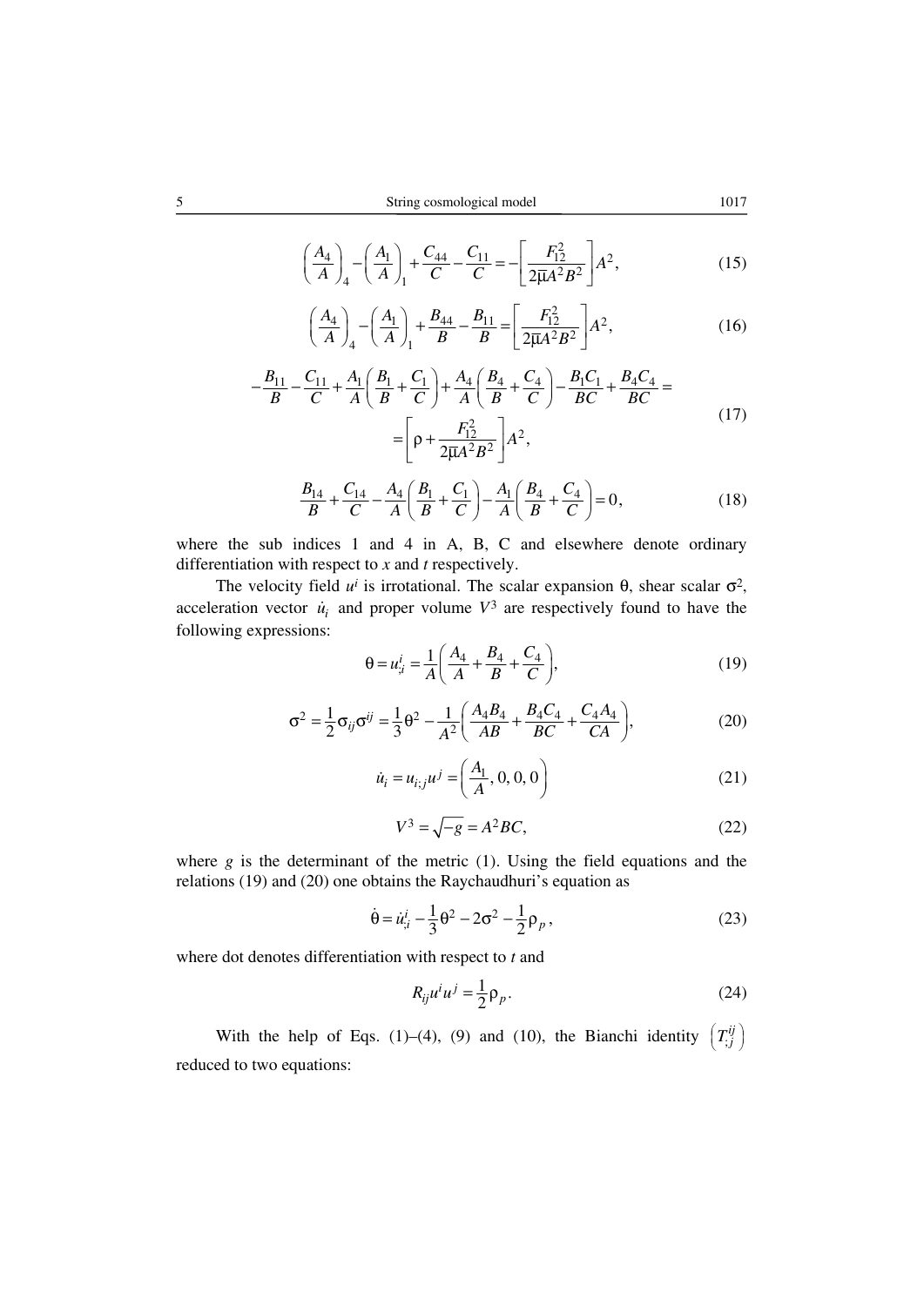$$\left(\frac{A_4}{A}\right)_4 - \left(\frac{A_1}{A}\right)_1 + \frac{C_{44}}{C} - \frac{C_{11}}{C} = -\left[\frac{F_{12}^2}{2\bar{\mu}A^2B^2}\right]A^2, \tag{15}$$

$$\left(\frac{A_4}{A}\right)_4 - \left(\frac{A_1}{A}\right)_1 + \frac{B_{44}}{B} - \frac{B_{11}}{B} = \left[\frac{F_{12}^2}{2\bar{\mu}A^2B^2}\right]A^2, \tag{16}$$

$$-\frac{B_{11}}{B} - \frac{C_{11}}{C} + \frac{A_1}{A}\left(\frac{B_1}{B} + \frac{C_1}{C}\right) + \frac{A_4}{A}\left(\frac{B_4}{B} + \frac{C_4}{C}\right) - \frac{B_1C_1}{BC} + \frac{B_4C_4}{BC} = \left[\rho + \frac{F_{12}^2}{2\bar{\mu}A^2B^2}\right]A^2, \tag{17}$$

$$\frac{B_{14}}{B} + \frac{C_{14}}{C} - \frac{A_4}{A}\left(\frac{B_1}{B} + \frac{C_1}{C}\right) - \frac{A_1}{A}\left(\frac{B_4}{B} + \frac{C_4}{C}\right) = 0, \tag{18}$$

where the sub indices 1 and 4 in A, B, C and elsewhere denote ordinary differentiation with respect to *x* and *t* respectively.

The velocity field $u^i$ is irrotational. The scalar expansion $\theta$, shear scalar $\sigma^2$, acceleration vector $\dot{u}_i$ and proper volume $V^3$ are respectively found to have the following expressions:

$$\theta = u^i_{;i} = \frac{1}{A}\left(\frac{A_4}{A} + \frac{B_4}{B} + \frac{C_4}{C}\right), \tag{19}$$

$$\sigma^2 = \frac{1}{2}\sigma_{ij}\sigma^{ij} = \frac{1}{3}\theta^2 - \frac{1}{A^2}\left(\frac{A_4B_4}{AB} + \frac{B_4C_4}{BC} + \frac{C_4A_4}{CA}\right), \tag{20}$$

$$\dot{u}_i = u_{i;j}u^j = \left(\frac{A_1}{A}, 0, 0, 0\right) \tag{21}$$

$$V^3 = \sqrt{-g} = A^2BC, \tag{22}$$

where *g* is the determinant of the metric (1). Using the field equations and the relations (19) and (20) one obtains the Raychaudhuri's equation as

$$\dot{\theta} = \dot{u}^i_{;i} - \frac{1}{3}\theta^2 - 2\sigma^2 - \frac{1}{2}\rho_p, \tag{23}$$

where dot denotes differentiation with respect to *t* and

$$R_{ij}u^iu^j = \frac{1}{2}\rho_p. \tag{24}$$

With the help of Eqs. (1)–(4), (9) and (10), the Bianchi identity $\left(T^{ij}_{;j}\right)$ reduced to two equations: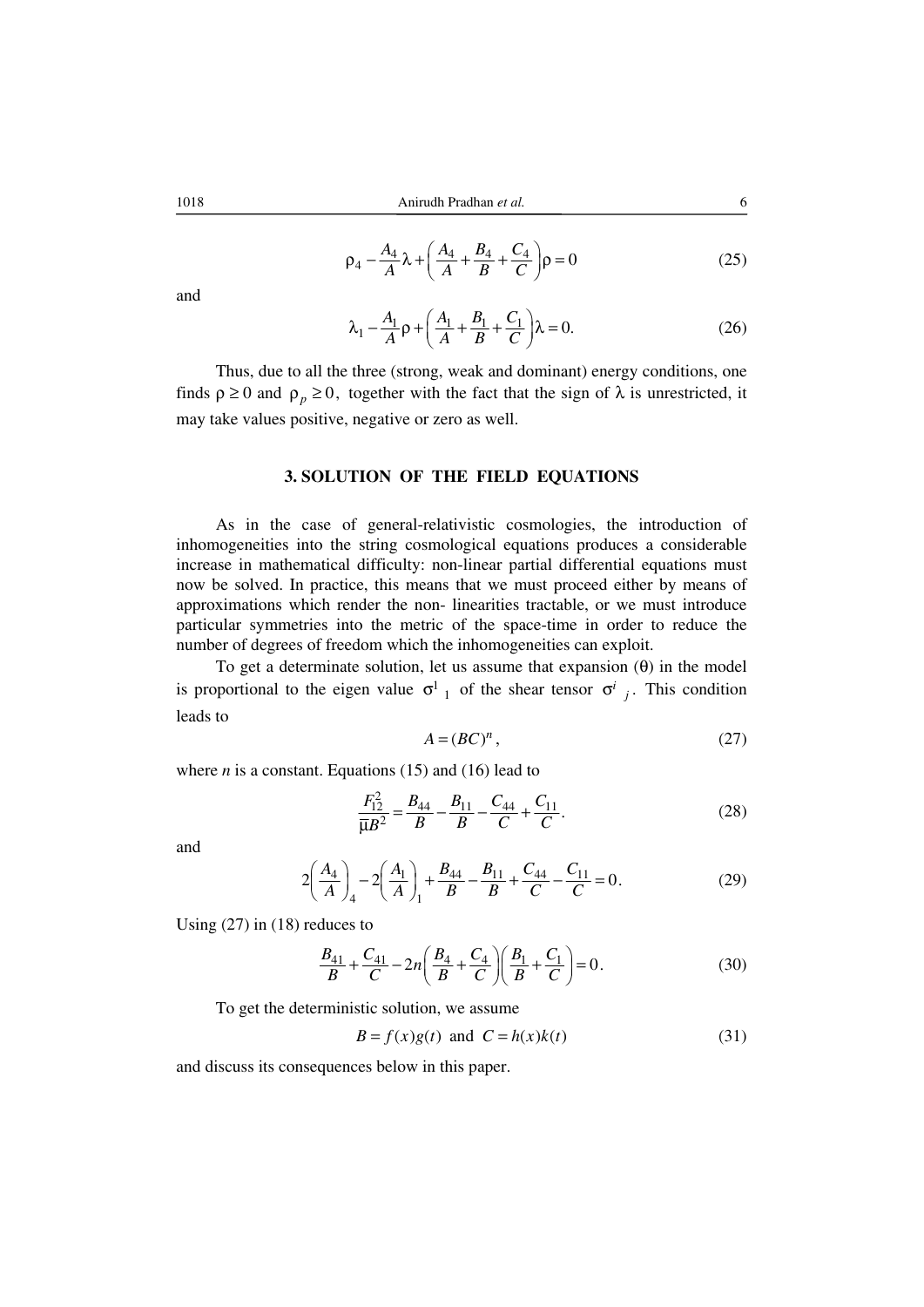$$\rho_4 - \frac{A_4}{A}\lambda + \left(\frac{A_4}{A} + \frac{B_4}{B} + \frac{C_4}{C}\right)\rho = 0 \tag{25}$$

and

$$\lambda_1 - \frac{A_1}{A}\rho + \left(\frac{A_1}{A} + \frac{B_1}{B} + \frac{C_1}{C}\right)\lambda = 0. \tag{26}$$

Thus, due to all the three (strong, weak and dominant) energy conditions, one finds $\rho \geq 0$ and $\rho_p \geq 0$, together with the fact that the sign of $\lambda$ is unrestricted, it may take values positive, negative or zero as well.

## 3. SOLUTION OF THE FIELD EQUATIONS

As in the case of general-relativistic cosmologies, the introduction of inhomogeneities into the string cosmological equations produces a considerable increase in mathematical difficulty: non-linear partial differential equations must now be solved. In practice, this means that we must proceed either by means of approximations which render the non- linearities tractable, or we must introduce particular symmetries into the metric of the space-time in order to reduce the number of degrees of freedom which the inhomogeneities can exploit.

To get a determinate solution, let us assume that expansion ($\theta$) in the model is proportional to the eigen value $\sigma^1{}_1$ of the shear tensor $\sigma^i{}_j$. This condition leads to

$$A = (BC)^n, \tag{27}$$

where $n$ is a constant. Equations (15) and (16) lead to

$$\frac{F_{12}^2}{\bar{\mu}B^2} = \frac{B_{44}}{B} - \frac{B_{11}}{B} - \frac{C_{44}}{C} + \frac{C_{11}}{C}. \tag{28}$$

and

$$2\left(\frac{A_4}{A}\right)_4 - 2\left(\frac{A_1}{A}\right)_1 + \frac{B_{44}}{B} - \frac{B_{11}}{B} + \frac{C_{44}}{C} - \frac{C_{11}}{C} = 0. \tag{29}$$

Using (27) in (18) reduces to

$$\frac{B_{41}}{B} + \frac{C_{41}}{C} - 2n\left(\frac{B_4}{B} + \frac{C_4}{C}\right)\left(\frac{B_1}{B} + \frac{C_1}{C}\right) = 0. \tag{30}$$

To get the deterministic solution, we assume

$$B = f(x)g(t) \ \text{ and } \ C = h(x)k(t) \tag{31}$$

and discuss its consequences below in this paper.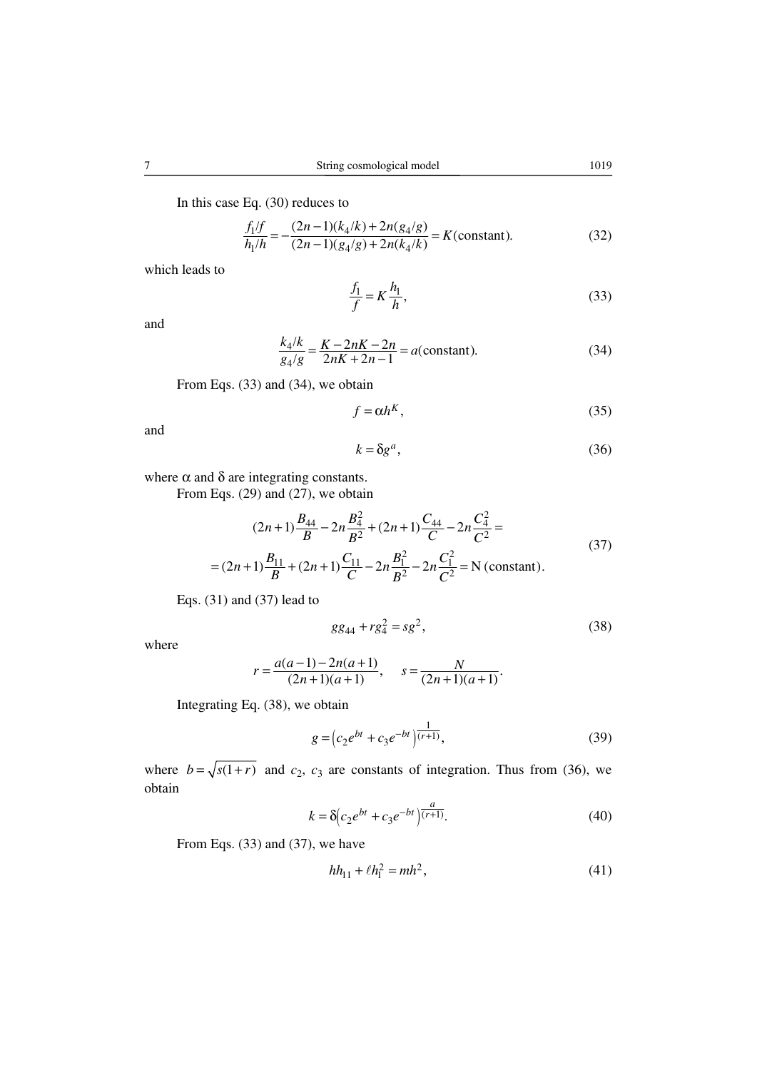In this case Eq. (30) reduces to

$$\frac{f_1/f}{h_1/h} = -\frac{(2n-1)(k_4/k) + 2n(g_4/g)}{(2n-1)(g_4/g) + 2n(k_4/k)} = K(\text{constant}). \tag{32}$$

which leads to

$$\frac{f_1}{f} = K\frac{h_1}{h}, \tag{33}$$

and

$$\frac{k_4/k}{g_4/g} = \frac{K - 2nK - 2n}{2nK + 2n - 1} = a(\text{constant}). \tag{34}$$

From Eqs. (33) and (34), we obtain

$$f = \alpha h^K, \tag{35}$$

and

$$k = \delta g^a, \tag{36}$$

where $\alpha$ and $\delta$ are integrating constants.

From Eqs. (29) and (27), we obtain

$$\begin{aligned}(2n+1)\frac{B_{44}}{B} - 2n\frac{B_4^2}{B^2} + (2n+1)\frac{C_{44}}{C} - 2n\frac{C_4^2}{C^2} = \\ = (2n+1)\frac{B_{11}}{B} + (2n+1)\frac{C_{11}}{C} - 2n\frac{B_1^2}{B^2} - 2n\frac{C_1^2}{C^2} = \text{N (constant)}.\end{aligned} \tag{37}$$

Eqs. (31) and (37) lead to

$$gg_{44} + rg_4^2 = sg^2, \tag{38}$$

where

$$r = \frac{a(a-1) - 2n(a+1)}{(2n+1)(a+1)}, \quad s = \frac{N}{(2n+1)(a+1)}.$$

Integrating Eq. (38), we obtain

$$g = \left(c_2 e^{bt} + c_3 e^{-bt}\right)^{\frac{1}{(r+1)}}, \tag{39}$$

where $b = \sqrt{s(1+r)}$ and $c_2$, $c_3$ are constants of integration. Thus from (36), we obtain

$$k = \delta\left(c_2 e^{bt} + c_3 e^{-bt}\right)^{\frac{a}{(r+1)}}. \tag{40}$$

From Eqs. (33) and (37), we have

$$hh_{11} + \ell h_1^2 = mh^2, \tag{41}$$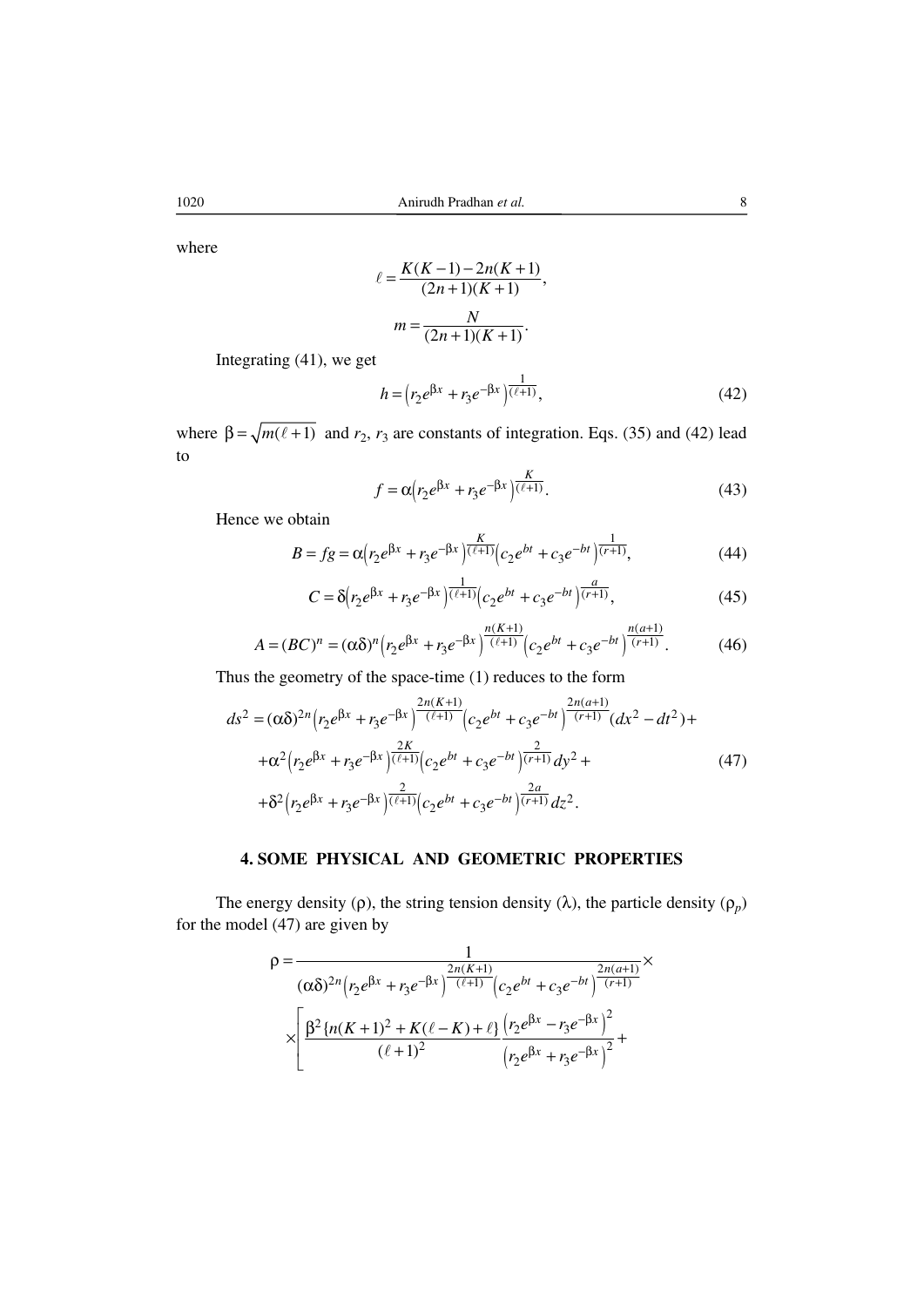where

$$\ell = \frac{K(K-1) - 2n(K+1)}{(2n+1)(K+1)},$$

$$m = \frac{N}{(2n+1)(K+1)}.$$

Integrating (41), we get

$$h = \left(r_2 e^{\beta x} + r_3 e^{-\beta x}\right)^{\frac{1}{(\ell+1)}}, \tag{42}$$

where $\beta = \sqrt{m(\ell+1)}$ and $r_2$, $r_3$ are constants of integration. Eqs. (35) and (42) lead to

$$f = \alpha\left(r_2 e^{\beta x} + r_3 e^{-\beta x}\right)^{\frac{K}{(\ell+1)}}. \tag{43}$$

Hence we obtain

$$B = fg = \alpha\left(r_2 e^{\beta x} + r_3 e^{-\beta x}\right)^{\frac{K}{(\ell+1)}}\left(c_2 e^{bt} + c_3 e^{-bt}\right)^{\frac{1}{(r+1)}}, \tag{44}$$

$$C = \delta\left(r_2 e^{\beta x} + r_3 e^{-\beta x}\right)^{\frac{1}{(\ell+1)}}\left(c_2 e^{bt} + c_3 e^{-bt}\right)^{\frac{a}{(r+1)}}, \tag{45}$$

$$A = (BC)^n = (\alpha\delta)^n\left(r_2 e^{\beta x} + r_3 e^{-\beta x}\right)^{\frac{n(K+1)}{(\ell+1)}}\left(c_2 e^{bt} + c_3 e^{-bt}\right)^{\frac{n(a+1)}{(r+1)}}. \tag{46}$$

Thus the geometry of the space-time (1) reduces to the form

$$\begin{aligned} ds^2 = &(\alpha\delta)^{2n}\left(r_2 e^{\beta x} + r_3 e^{-\beta x}\right)^{\frac{2n(K+1)}{(\ell+1)}}\left(c_2 e^{bt} + c_3 e^{-bt}\right)^{\frac{2n(a+1)}{(r+1)}}(dx^2 - dt^2) + \\ &+\alpha^2\left(r_2 e^{\beta x} + r_3 e^{-\beta x}\right)^{\frac{2K}{(\ell+1)}}\left(c_2 e^{bt} + c_3 e^{-bt}\right)^{\frac{2}{(r+1)}}dy^2 + \\ &+\delta^2\left(r_2 e^{\beta x} + r_3 e^{-\beta x}\right)^{\frac{2}{(\ell+1)}}\left(c_2 e^{bt} + c_3 e^{-bt}\right)^{\frac{2a}{(r+1)}}dz^2. \end{aligned} \tag{47}$$

## 4. SOME PHYSICAL AND GEOMETRIC PROPERTIES

The energy density ($\rho$), the string tension density ($\lambda$), the particle density ($\rho_p$) for the model (47) are given by

$$\rho = \frac{1}{(\alpha\delta)^{2n}\left(r_2 e^{\beta x} + r_3 e^{-\beta x}\right)^{\frac{2n(K+1)}{(\ell+1)}}\left(c_2 e^{bt} + c_3 e^{-bt}\right)^{\frac{2n(a+1)}{(r+1)}}} \times$$

$$\times\left[\frac{\beta^2\{n(K+1)^2 + K(\ell - K) + \ell\}}{(\ell+1)^2}\frac{\left(r_2 e^{\beta x} - r_3 e^{-\beta x}\right)^2}{\left(r_2 e^{\beta x} + r_3 e^{-\beta x}\right)^2} + \right.$$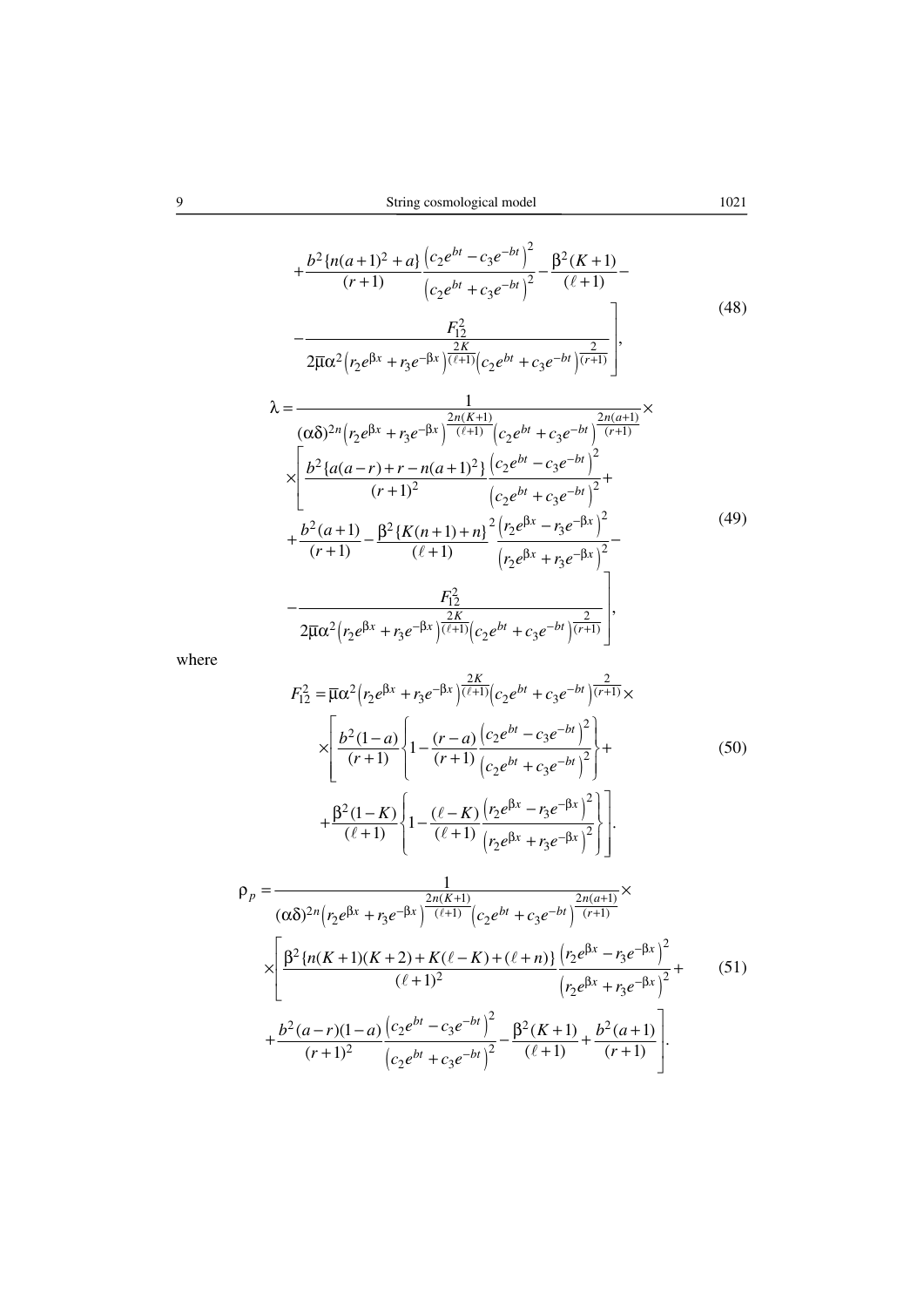$$+\frac{b^2\{n(a+1)^2+a\}}{(r+1)}\frac{\left(c_2e^{bt}-c_3e^{-bt}\right)^2}{\left(c_2e^{bt}+c_3e^{-bt}\right)^2}-\frac{\beta^2(K+1)}{(\ell+1)}-$$

$$\left.-\frac{F_{12}^2}{2\bar{\mu}\alpha^2\left(r_2e^{\beta x}+r_3e^{-\beta x}\right)^{\frac{2K}{(\ell+1)}}\left(c_2e^{bt}+c_3e^{-bt}\right)^{\frac{2}{(r+1)}}}\right], \tag{48}$$

$$\lambda=\frac{1}{(\alpha\delta)^{2n}\left(r_2e^{\beta x}+r_3e^{-\beta x}\right)^{\frac{2n(K+1)}{(\ell+1)}}\left(c_2e^{bt}+c_3e^{-bt}\right)^{\frac{2n(a+1)}{(r+1)}}}\times$$

$$\times\left[\frac{b^2\{a(a-r)+r-n(a+1)^2\}}{(r+1)^2}\frac{\left(c_2e^{bt}-c_3e^{-bt}\right)^2}{\left(c_2e^{bt}+c_3e^{-bt}\right)^2}+\right.$$

$$+\frac{b^2(a+1)}{(r+1)}-\frac{\beta^2\{K(n+1)+n\}}{(\ell+1)}^2\frac{\left(r_2e^{\beta x}-r_3e^{-\beta x}\right)^2}{\left(r_2e^{\beta x}+r_3e^{-\beta x}\right)^2}- \tag{49}$$

$$\left.-\frac{F_{12}^2}{2\bar{\mu}\alpha^2\left(r_2e^{\beta x}+r_3e^{-\beta x}\right)^{\frac{2K}{(\ell+1)}}\left(c_2e^{bt}+c_3e^{-bt}\right)^{\frac{2}{(r+1)}}}\right],$$

where

$$F_{12}^2=\bar{\mu}\alpha^2\left(r_2e^{\beta x}+r_3e^{-\beta x}\right)^{\frac{2K}{(\ell+1)}}\left(c_2e^{bt}+c_3e^{-bt}\right)^{\frac{2}{(r+1)}}\times$$

$$\times\left[\frac{b^2(1-a)}{(r+1)}\left\{1-\frac{(r-a)}{(r+1)}\frac{\left(c_2e^{bt}-c_3e^{-bt}\right)^2}{\left(c_2e^{bt}+c_3e^{-bt}\right)^2}\right\}+\right. \tag{50}$$

$$\left.+\frac{\beta^2(1-K)}{(\ell+1)}\left\{1-\frac{(\ell-K)}{(\ell+1)}\frac{\left(r_2e^{\beta x}-r_3e^{-\beta x}\right)^2}{\left(r_2e^{\beta x}+r_3e^{-\beta x}\right)^2}\right\}\right].$$

$$\rho_p=\frac{1}{(\alpha\delta)^{2n}\left(r_2e^{\beta x}+r_3e^{-\beta x}\right)^{\frac{2n(K+1)}{(\ell+1)}}\left(c_2e^{bt}+c_3e^{-bt}\right)^{\frac{2n(a+1)}{(r+1)}}}\times$$

$$\times\left[\frac{\beta^2\{n(K+1)(K+2)+K(\ell-K)+(\ell+n)\}}{(\ell+1)^2}\frac{\left(r_2e^{\beta x}-r_3e^{-\beta x}\right)^2}{\left(r_2e^{\beta x}+r_3e^{-\beta x}\right)^2}+\right. \tag{51}$$

$$\left.+\frac{b^2(a-r)(1-a)}{(r+1)^2}\frac{\left(c_2e^{bt}-c_3e^{-bt}\right)^2}{\left(c_2e^{bt}+c_3e^{-bt}\right)^2}-\frac{\beta^2(K+1)}{(\ell+1)}+\frac{b^2(a+1)}{(r+1)}\right].$$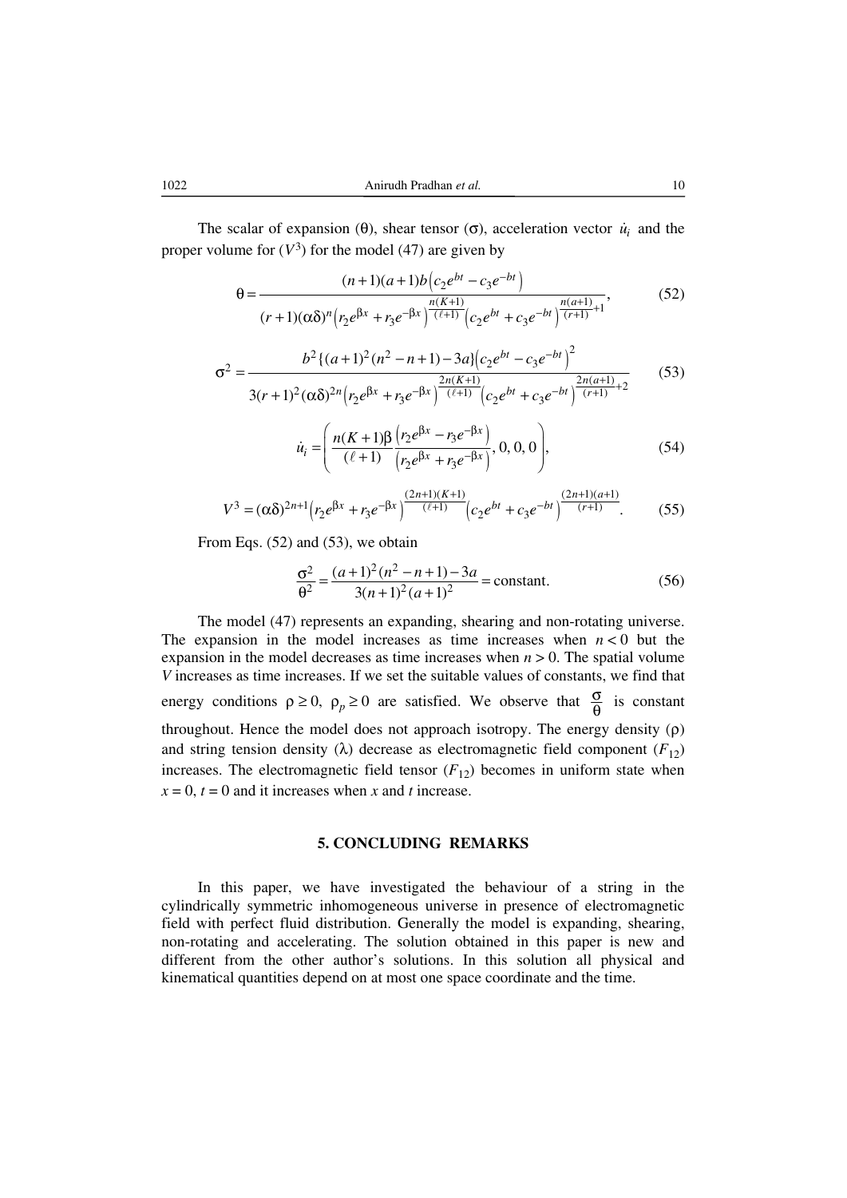The scalar of expansion ($\theta$), shear tensor ($\sigma$), acceleration vector $\dot{u}_i$ and the proper volume for ($V^3$) for the model (47) are given by

$$\theta = \frac{(n+1)(a+1)b\left(c_2 e^{bt} - c_3 e^{-bt}\right)}{(r+1)(\alpha\delta)^n \left(r_2 e^{\beta x} + r_3 e^{-\beta x}\right)^{\frac{n(K+1)}{(\ell+1)}} \left(c_2 e^{bt} + c_3 e^{-bt}\right)^{\frac{n(a+1)}{(r+1)}+1}}, \tag{52}$$

$$\sigma^2 = \frac{b^2\{(a+1)^2(n^2-n+1)-3a\}\left(c_2 e^{bt} - c_3 e^{-bt}\right)^2}{3(r+1)^2(\alpha\delta)^{2n}\left(r_2 e^{\beta x} + r_3 e^{-\beta x}\right)^{\frac{2n(K+1)}{(\ell+1)}}\left(c_2 e^{bt} + c_3 e^{-bt}\right)^{\frac{2n(a+1)}{(r+1)}+2}} \tag{53}$$

$$\dot{u}_i = \left( \frac{n(K+1)\beta}{(\ell+1)} \frac{\left(r_2 e^{\beta x} - r_3 e^{-\beta x}\right)}{\left(r_2 e^{\beta x} + r_3 e^{-\beta x}\right)}, 0, 0, 0 \right), \tag{54}$$

$$V^3 = (\alpha\delta)^{2n+1}\left(r_2 e^{\beta x} + r_3 e^{-\beta x}\right)^{\frac{(2n+1)(K+1)}{(\ell+1)}}\left(c_2 e^{bt} + c_3 e^{-bt}\right)^{\frac{(2n+1)(a+1)}{(r+1)}}. \tag{55}$$

From Eqs. (52) and (53), we obtain

$$\frac{\sigma^2}{\theta^2} = \frac{(a+1)^2(n^2-n+1)-3a}{3(n+1)^2(a+1)^2} = \text{constant}. \tag{56}$$

The model (47) represents an expanding, shearing and non-rotating universe. The expansion in the model increases as time increases when $n < 0$ but the expansion in the model decreases as time increases when $n > 0$. The spatial volume $V$ increases as time increases. If we set the suitable values of constants, we find that energy conditions $\rho \geq 0$, $\rho_p \geq 0$ are satisfied. We observe that $\frac{\sigma}{\theta}$ is constant throughout. Hence the model does not approach isotropy. The energy density ($\rho$) and string tension density ($\lambda$) decrease as electromagnetic field component ($F_{12}$) increases. The electromagnetic field tensor ($F_{12}$) becomes in uniform state when $x = 0$, $t = 0$ and it increases when $x$ and $t$ increase.

## 5. CONCLUDING REMARKS

In this paper, we have investigated the behaviour of a string in the cylindrically symmetric inhomogeneous universe in presence of electromagnetic field with perfect fluid distribution. Generally the model is expanding, shearing, non-rotating and accelerating. The solution obtained in this paper is new and different from the other author's solutions. In this solution all physical and kinematical quantities depend on at most one space coordinate and the time.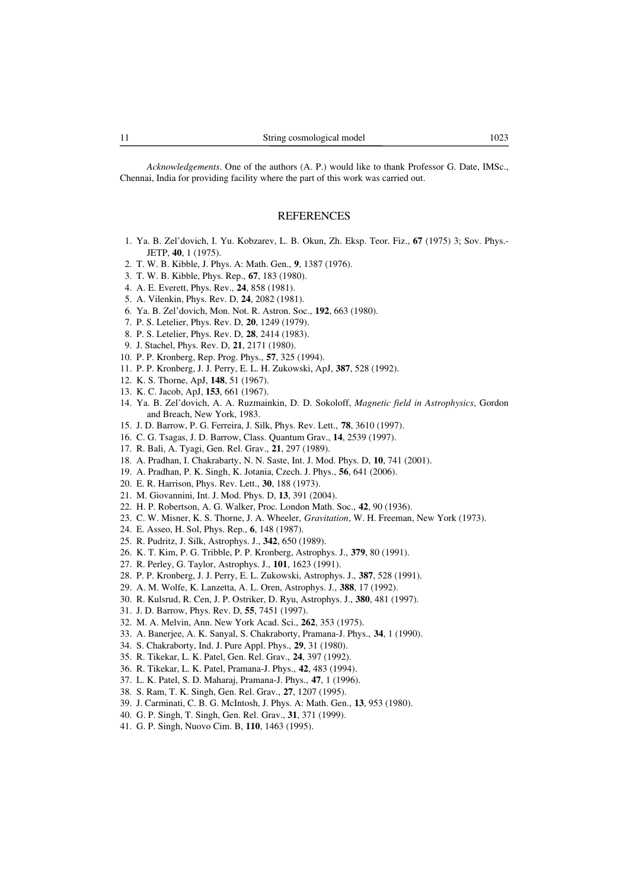*Acknowledgements*. One of the authors (A. P.) would like to thank Professor G. Date, IMSc., Chennai, India for providing facility where the part of this work was carried out.

## REFERENCES

1. Ya. B. Zel'dovich, I. Yu. Kobzarev, L. B. Okun, Zh. Eksp. Teor. Fiz., **67** (1975) 3; Sov. Phys.-JETP, **40**, 1 (1975).
2. T. W. B. Kibble, J. Phys. A: Math. Gen., **9**, 1387 (1976).
3. T. W. B. Kibble, Phys. Rep., **67**, 183 (1980).
4. A. E. Everett, Phys. Rev., **24**, 858 (1981).
5. A. Vilenkin, Phys. Rev. D, **24**, 2082 (1981).
6. Ya. B. Zel'dovich, Mon. Not. R. Astron. Soc., **192**, 663 (1980).
7. P. S. Letelier, Phys. Rev. D, **20**, 1249 (1979).
8. P. S. Letelier, Phys. Rev. D, **28**, 2414 (1983).
9. J. Stachel, Phys. Rev. D, **21**, 2171 (1980).
10. P. P. Kronberg, Rep. Prog. Phys., **57**, 325 (1994).
11. P. P. Kronberg, J. J. Perry, E. L. H. Zukowski, ApJ, **387**, 528 (1992).
12. K. S. Thorne, ApJ, **148**, 51 (1967).
13. K. C. Jacob, ApJ, **153**, 661 (1967).
14. Ya. B. Zel'dovich, A. A. Ruzmainkin, D. D. Sokoloff, *Magnetic field in Astrophysics*, Gordon and Breach, New York, 1983.
15. J. D. Barrow, P. G. Ferreira, J. Silk, Phys. Rev. Lett., **78**, 3610 (1997).
16. C. G. Tsagas, J. D. Barrow, Class. Quantum Grav., **14**, 2539 (1997).
17. R. Bali, A. Tyagi, Gen. Rel. Grav., **21**, 297 (1989).
18. A. Pradhan, I. Chakrabarty, N. N. Saste, Int. J. Mod. Phys. D, **10**, 741 (2001).
19. A. Pradhan, P. K. Singh, K. Jotania, Czech. J. Phys., **56**, 641 (2006).
20. E. R. Harrison, Phys. Rev. Lett., **30**, 188 (1973).
21. M. Giovannini, Int. J. Mod. Phys. D, **13**, 391 (2004).
22. H. P. Robertson, A. G. Walker, Proc. London Math. Soc., **42**, 90 (1936).
23. C. W. Misner, K. S. Thorne, J. A. Wheeler, *Gravitation*, W. H. Freeman, New York (1973).
24. E. Asseo, H. Sol, Phys. Rep., **6**, 148 (1987).
25. R. Pudritz, J. Silk, Astrophys. J., **342**, 650 (1989).
26. K. T. Kim, P. G. Tribble, P. P. Kronberg, Astrophys. J., **379**, 80 (1991).
27. R. Perley, G. Taylor, Astrophys. J., **101**, 1623 (1991).
28. P. P. Kronberg, J. J. Perry, E. L. Zukowski, Astrophys. J., **387**, 528 (1991).
29. A. M. Wolfe, K. Lanzetta, A. L. Oren, Astrophys. J., **388**, 17 (1992).
30. R. Kulsrud, R. Cen, J. P. Ostriker, D. Ryu, Astrophys. J., **380**, 481 (1997).
31. J. D. Barrow, Phys. Rev. D, **55**, 7451 (1997).
32. M. A. Melvin, Ann. New York Acad. Sci., **262**, 353 (1975).
33. A. Banerjee, A. K. Sanyal, S. Chakraborty, Pramana-J. Phys., **34**, 1 (1990).
34. S. Chakraborty, Ind. J. Pure Appl. Phys., **29**, 31 (1980).
35. R. Tikekar, L. K. Patel, Gen. Rel. Grav., **24**, 397 (1992).
36. R. Tikekar, L. K. Patel, Pramana-J. Phys., **42**, 483 (1994).
37. L. K. Patel, S. D. Maharaj, Pramana-J. Phys., **47**, 1 (1996).
38. S. Ram, T. K. Singh, Gen. Rel. Grav., **27**, 1207 (1995).
39. J. Carminati, C. B. G. McIntosh, J. Phys. A: Math. Gen., **13**, 953 (1980).
40. G. P. Singh, T. Singh, Gen. Rel. Grav., **31**, 371 (1999).
41. G. P. Singh, Nuovo Cim. B, **110**, 1463 (1995).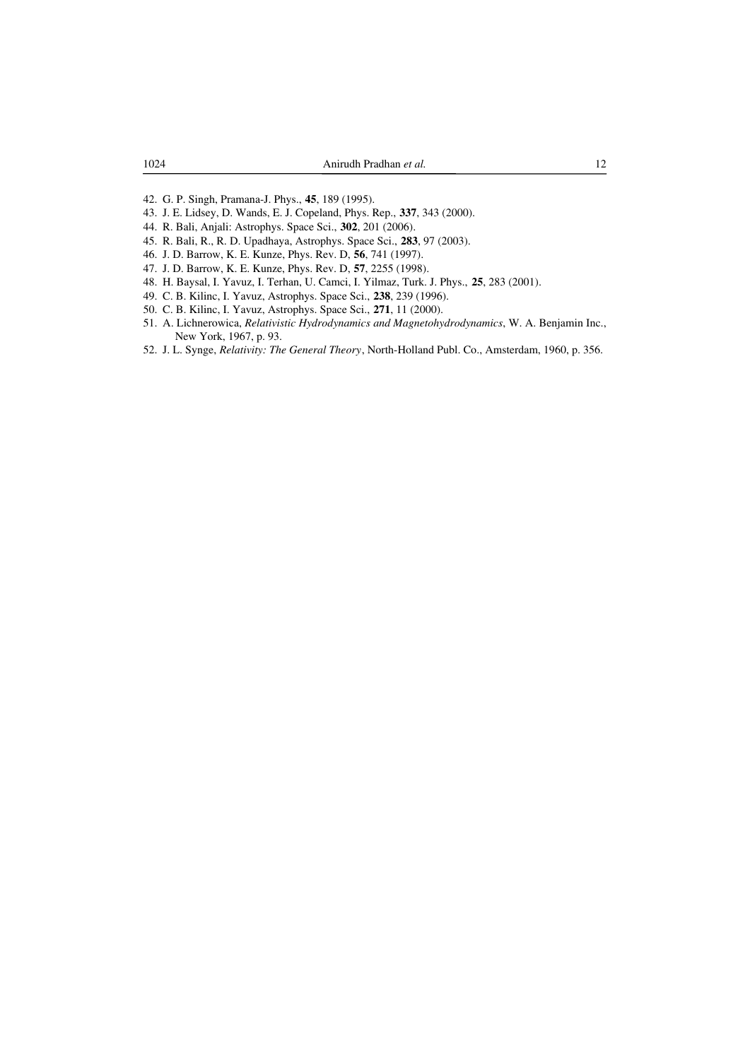42. G. P. Singh, Pramana-J. Phys., **45**, 189 (1995).
43. J. E. Lidsey, D. Wands, E. J. Copeland, Phys. Rep., **337**, 343 (2000).
44. R. Bali, Anjali: Astrophys. Space Sci., **302**, 201 (2006).
45. R. Bali, R., R. D. Upadhaya, Astrophys. Space Sci., **283**, 97 (2003).
46. J. D. Barrow, K. E. Kunze, Phys. Rev. D, **56**, 741 (1997).
47. J. D. Barrow, K. E. Kunze, Phys. Rev. D, **57**, 2255 (1998).
48. H. Baysal, I. Yavuz, I. Terhan, U. Camci, I. Yilmaz, Turk. J. Phys., **25**, 283 (2001).
49. C. B. Kilinc, I. Yavuz, Astrophys. Space Sci., **238**, 239 (1996).
50. C. B. Kilinc, I. Yavuz, Astrophys. Space Sci., **271**, 11 (2000).
51. A. Lichnerowica, *Relativistic Hydrodynamics and Magnetohydrodynamics*, W. A. Benjamin Inc., New York, 1967, p. 93.
52. J. L. Synge, *Relativity: The General Theory*, North-Holland Publ. Co., Amsterdam, 1960, p. 356.